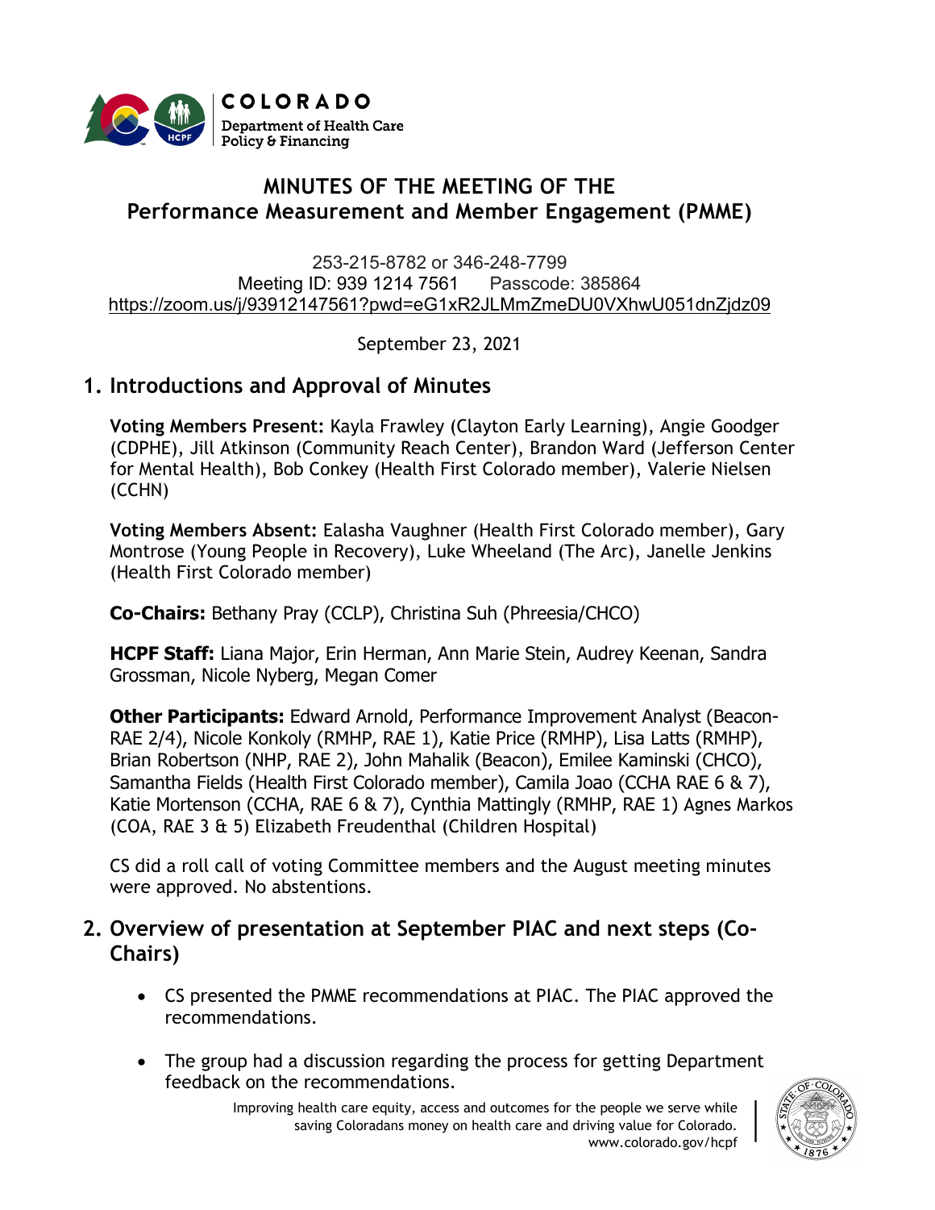COLORADO
Department of Health Care Policy & Financing

# MINUTES OF THE MEETING OF THE Performance Measurement and Member Engagement (PMME)

253-215-8782 or 346-248-7799
Meeting ID: 939 1214 7561 Passcode: 385864
https://zoom.us/j/93912147561?pwd=eG1xR2JLMmZmeDU0VXhwU051dnZjdz09

September 23, 2021

## 1. Introductions and Approval of Minutes

**Voting Members Present:** Kayla Frawley (Clayton Early Learning), Angie Goodger (CDPHE), Jill Atkinson (Community Reach Center), Brandon Ward (Jefferson Center for Mental Health), Bob Conkey (Health First Colorado member), Valerie Nielsen (CCHN)

**Voting Members Absent:** Ealasha Vaughner (Health First Colorado member), Gary Montrose (Young People in Recovery), Luke Wheeland (The Arc), Janelle Jenkins (Health First Colorado member)

**Co-Chairs:** Bethany Pray (CCLP), Christina Suh (Phreesia/CHCO)

**HCPF Staff:** Liana Major, Erin Herman, Ann Marie Stein, Audrey Keenan, Sandra Grossman, Nicole Nyberg, Megan Comer

**Other Participants:** Edward Arnold, Performance Improvement Analyst (Beacon-RAE 2/4), Nicole Konkoly (RMHP, RAE 1), Katie Price (RMHP), Lisa Latts (RMHP), Brian Robertson (NHP, RAE 2), John Mahalik (Beacon), Emilee Kaminski (CHCO), Samantha Fields (Health First Colorado member), Camila Joao (CCHA RAE 6 & 7), Katie Mortenson (CCHA, RAE 6 & 7), Cynthia Mattingly (RMHP, RAE 1) Agnes Markos (COA, RAE 3 & 5) Elizabeth Freudenthal (Children Hospital)

CS did a roll call of voting Committee members and the August meeting minutes were approved. No abstentions.

## 2. Overview of presentation at September PIAC and next steps (Co-Chairs)

- CS presented the PMME recommendations at PIAC. The PIAC approved the recommendations.
- The group had a discussion regarding the process for getting Department feedback on the recommendations.

Improving health care equity, access and outcomes for the people we serve while saving Coloradans money on health care and driving value for Colorado.
www.colorado.gov/hcpf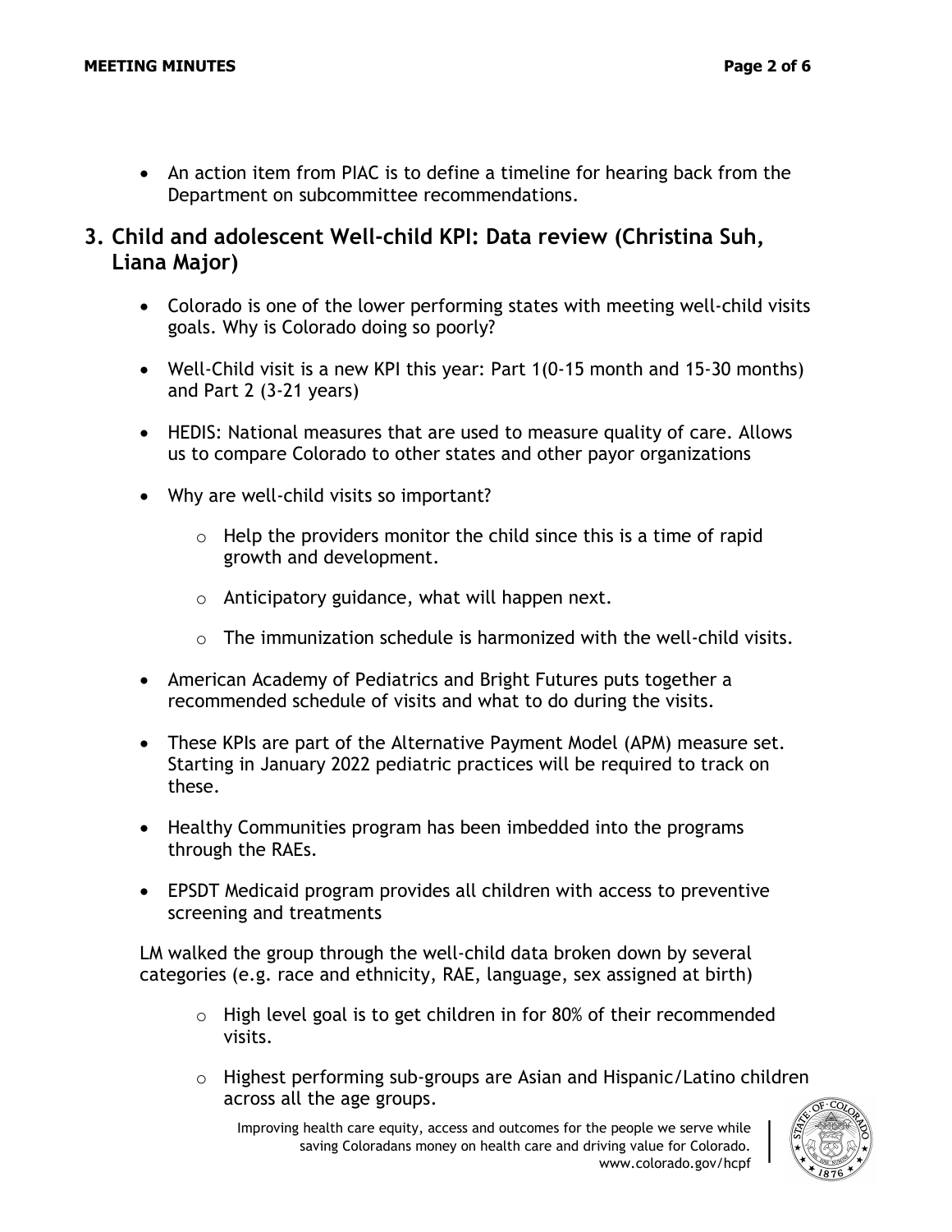- An action item from PIAC is to define a timeline for hearing back from the Department on subcommittee recommendations.

## 3. Child and adolescent Well-child KPI: Data review (Christina Suh, Liana Major)

- Colorado is one of the lower performing states with meeting well-child visits goals. Why is Colorado doing so poorly?
- Well-Child visit is a new KPI this year: Part 1(0-15 month and 15-30 months) and Part 2 (3-21 years)
- HEDIS: National measures that are used to measure quality of care. Allows us to compare Colorado to other states and other payor organizations
- Why are well-child visits so important?
  - Help the providers monitor the child since this is a time of rapid growth and development.
  - Anticipatory guidance, what will happen next.
  - The immunization schedule is harmonized with the well-child visits.
- American Academy of Pediatrics and Bright Futures puts together a recommended schedule of visits and what to do during the visits.
- These KPIs are part of the Alternative Payment Model (APM) measure set. Starting in January 2022 pediatric practices will be required to track on these.
- Healthy Communities program has been imbedded into the programs through the RAEs.
- EPSDT Medicaid program provides all children with access to preventive screening and treatments

LM walked the group through the well-child data broken down by several categories (e.g. race and ethnicity, RAE, language, sex assigned at birth)

- High level goal is to get children in for 80% of their recommended visits.
- Highest performing sub-groups are Asian and Hispanic/Latino children across all the age groups.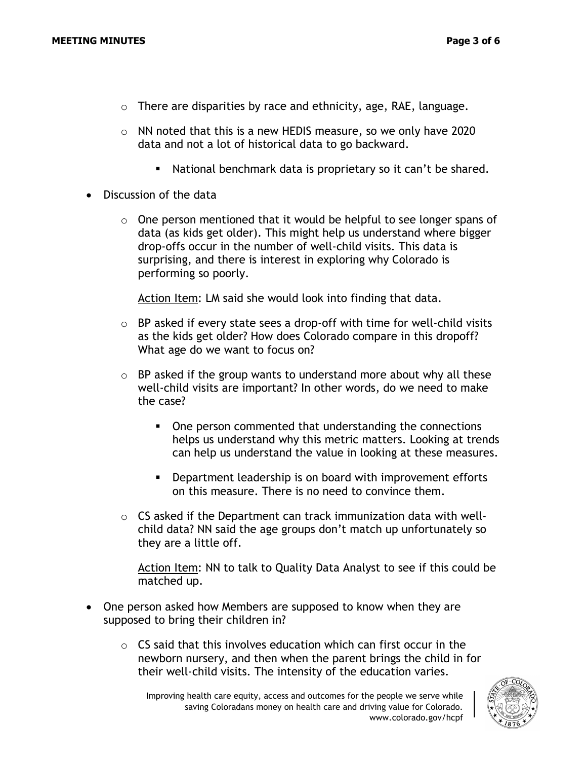- There are disparities by race and ethnicity, age, RAE, language.
    - NN noted that this is a new HEDIS measure, so we only have 2020 data and not a lot of historical data to go backward.
        - National benchmark data is proprietary so it can't be shared.
- Discussion of the data
    - One person mentioned that it would be helpful to see longer spans of data (as kids get older). This might help us understand where bigger drop-offs occur in the number of well-child visits. This data is surprising, and there is interest in exploring why Colorado is performing so poorly.

      Action Item: LM said she would look into finding that data.
    - BP asked if every state sees a drop-off with time for well-child visits as the kids get older? How does Colorado compare in this dropoff? What age do we want to focus on?
    - BP asked if the group wants to understand more about why all these well-child visits are important? In other words, do we need to make the case?
        - One person commented that understanding the connections helps us understand why this metric matters. Looking at trends can help us understand the value in looking at these measures.
        - Department leadership is on board with improvement efforts on this measure. There is no need to convince them.
    - CS asked if the Department can track immunization data with well-child data? NN said the age groups don't match up unfortunately so they are a little off.

      Action Item: NN to talk to Quality Data Analyst to see if this could be matched up.
- One person asked how Members are supposed to know when they are supposed to bring their children in?
    - CS said that this involves education which can first occur in the newborn nursery, and then when the parent brings the child in for their well-child visits. The intensity of the education varies.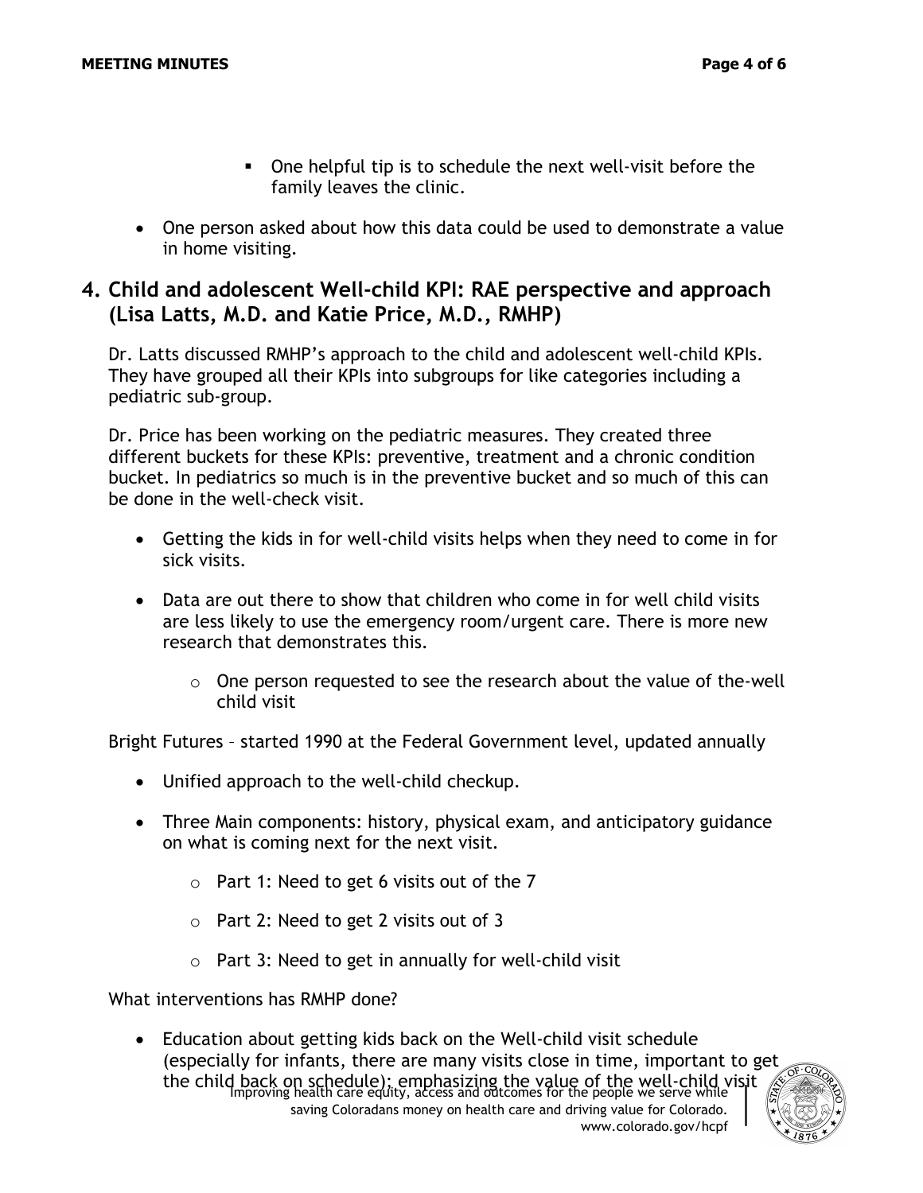- One helpful tip is to schedule the next well-visit before the family leaves the clinic.

- One person asked about how this data could be used to demonstrate a value in home visiting.

## 4. Child and adolescent Well-child KPI: RAE perspective and approach (Lisa Latts, M.D. and Katie Price, M.D., RMHP)

Dr. Latts discussed RMHP's approach to the child and adolescent well-child KPIs. They have grouped all their KPIs into subgroups for like categories including a pediatric sub-group.

Dr. Price has been working on the pediatric measures. They created three different buckets for these KPIs: preventive, treatment and a chronic condition bucket. In pediatrics so much is in the preventive bucket and so much of this can be done in the well-check visit.

- Getting the kids in for well-child visits helps when they need to come in for sick visits.
- Data are out there to show that children who come in for well child visits are less likely to use the emergency room/urgent care. There is more new research that demonstrates this.
    - One person requested to see the research about the value of the-well child visit

Bright Futures – started 1990 at the Federal Government level, updated annually

- Unified approach to the well-child checkup.
- Three Main components: history, physical exam, and anticipatory guidance on what is coming next for the next visit.
    - Part 1: Need to get 6 visits out of the 7
    - Part 2: Need to get 2 visits out of 3
    - Part 3: Need to get in annually for well-child visit

What interventions has RMHP done?

- Education about getting kids back on the Well-child visit schedule (especially for infants, there are many visits close in time, important to get the child back on schedule); emphasizing the value of the well-child visit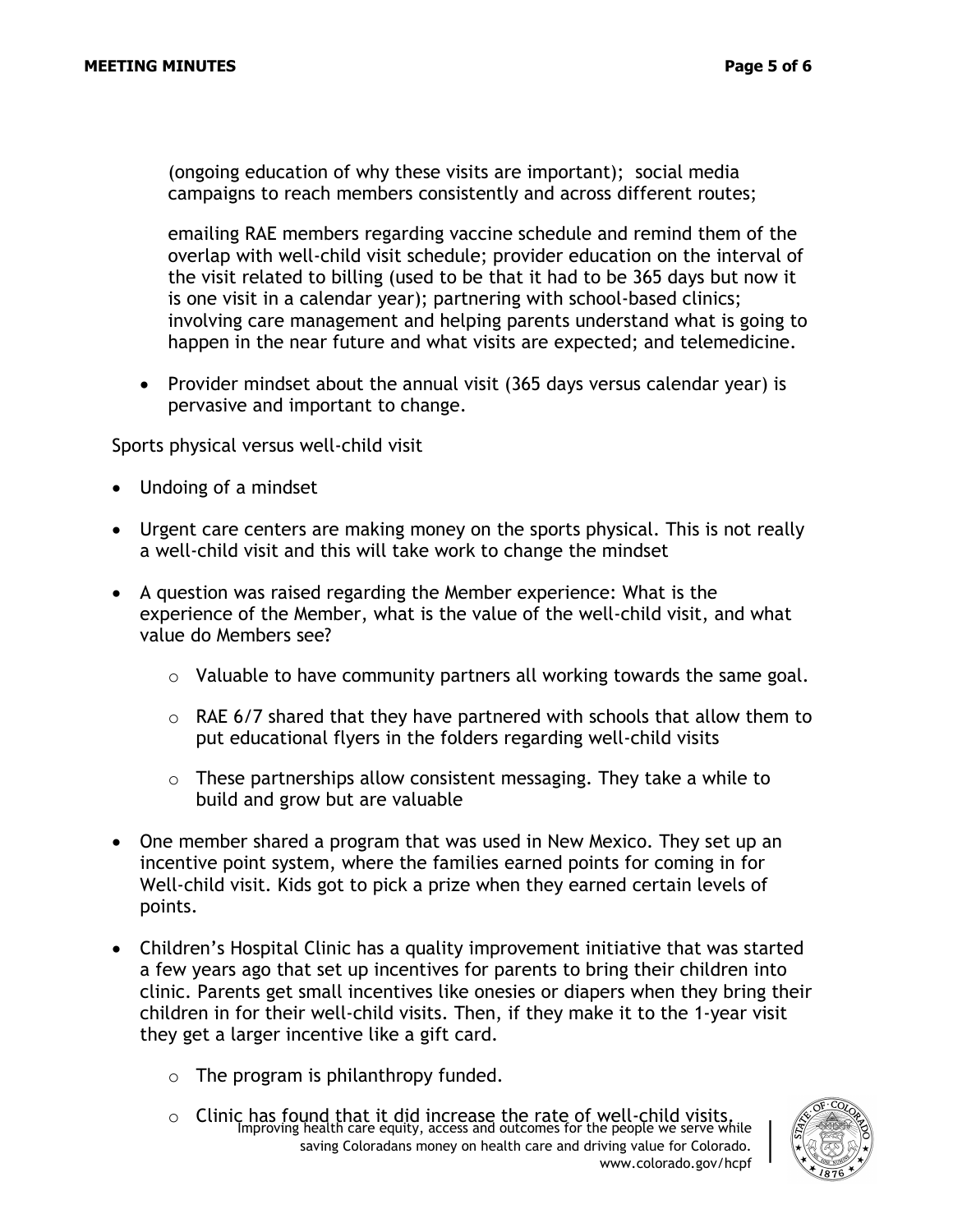(ongoing education of why these visits are important); social media campaigns to reach members consistently and across different routes;

emailing RAE members regarding vaccine schedule and remind them of the overlap with well-child visit schedule; provider education on the interval of the visit related to billing (used to be that it had to be 365 days but now it is one visit in a calendar year); partnering with school-based clinics; involving care management and helping parents understand what is going to happen in the near future and what visits are expected; and telemedicine.

- Provider mindset about the annual visit (365 days versus calendar year) is pervasive and important to change.

Sports physical versus well-child visit

- Undoing of a mindset
- Urgent care centers are making money on the sports physical. This is not really a well-child visit and this will take work to change the mindset
- A question was raised regarding the Member experience: What is the experience of the Member, what is the value of the well-child visit, and what value do Members see?
  - Valuable to have community partners all working towards the same goal.
  - RAE 6/7 shared that they have partnered with schools that allow them to put educational flyers in the folders regarding well-child visits
  - These partnerships allow consistent messaging. They take a while to build and grow but are valuable
- One member shared a program that was used in New Mexico. They set up an incentive point system, where the families earned points for coming in for Well-child visit. Kids got to pick a prize when they earned certain levels of points.
- Children's Hospital Clinic has a quality improvement initiative that was started a few years ago that set up incentives for parents to bring their children into clinic. Parents get small incentives like onesies or diapers when they bring their children in for their well-child visits. Then, if they make it to the 1-year visit they get a larger incentive like a gift card.
  - The program is philanthropy funded.
  - Clinic has found that it did increase the rate of well-child visits.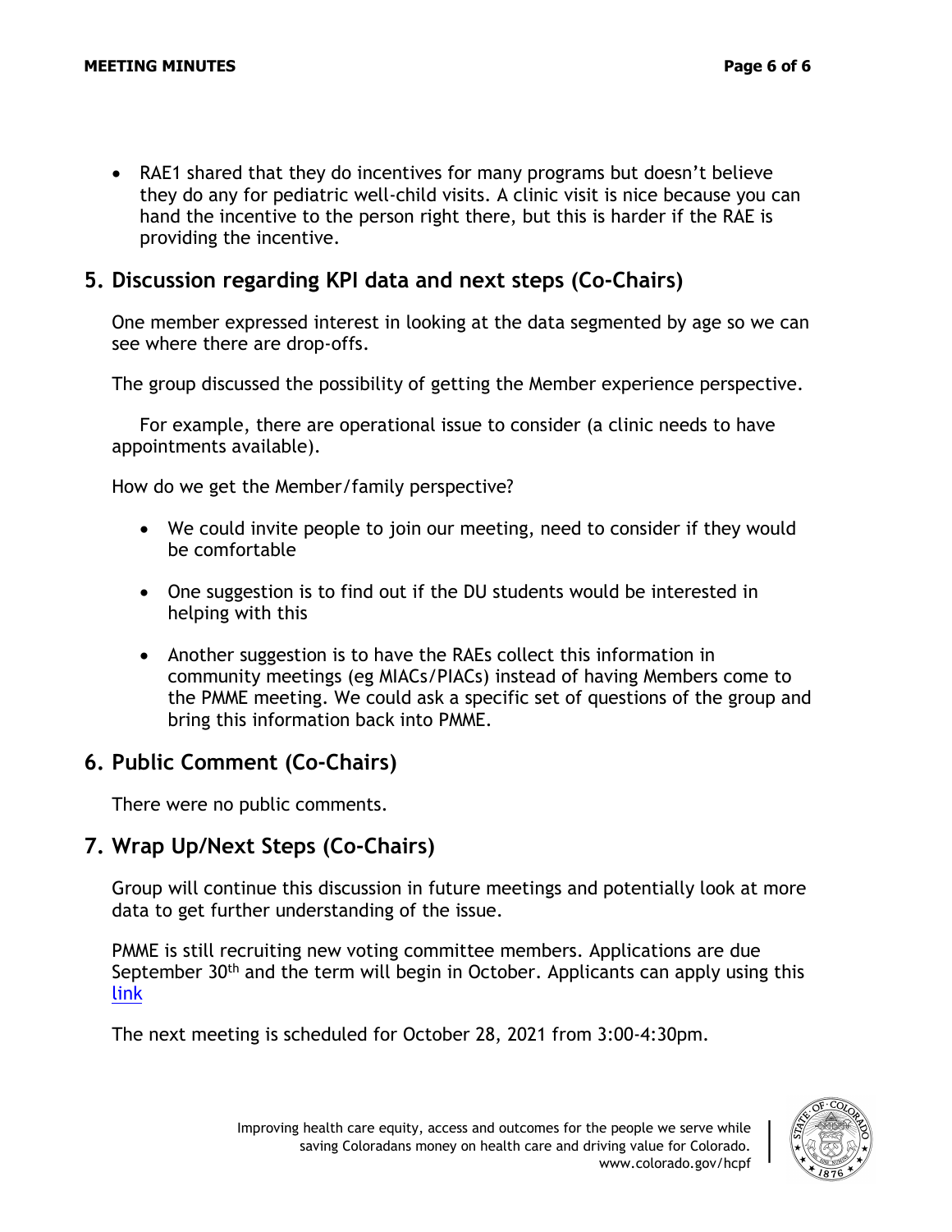- RAE1 shared that they do incentives for many programs but doesn't believe they do any for pediatric well-child visits. A clinic visit is nice because you can hand the incentive to the person right there, but this is harder if the RAE is providing the incentive.

## 5. Discussion regarding KPI data and next steps (Co-Chairs)

One member expressed interest in looking at the data segmented by age so we can see where there are drop-offs.

The group discussed the possibility of getting the Member experience perspective.

For example, there are operational issue to consider (a clinic needs to have appointments available).

How do we get the Member/family perspective?

- We could invite people to join our meeting, need to consider if they would be comfortable
- One suggestion is to find out if the DU students would be interested in helping with this
- Another suggestion is to have the RAEs collect this information in community meetings (eg MIACs/PIACs) instead of having Members come to the PMME meeting. We could ask a specific set of questions of the group and bring this information back into PMME.

## 6. Public Comment (Co-Chairs)

There were no public comments.

## 7. Wrap Up/Next Steps (Co-Chairs)

Group will continue this discussion in future meetings and potentially look at more data to get further understanding of the issue.

PMME is still recruiting new voting committee members. Applications are due September 30th and the term will begin in October. Applicants can apply using this link

The next meeting is scheduled for October 28, 2021 from 3:00-4:30pm.

Improving health care equity, access and outcomes for the people we serve while saving Coloradans money on health care and driving value for Colorado.
www.colorado.gov/hcpf